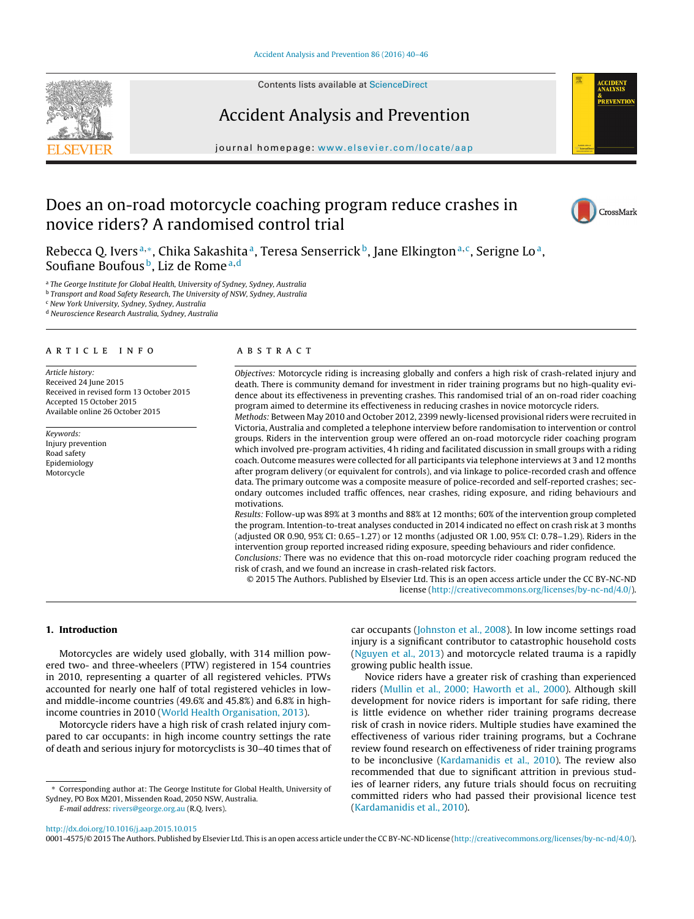# Does an on-road motorcycle coaching program reduce crashes in novice riders? A randomised control trial

Rebecca Q. Ivers[a,*], Chika Sakashita[a], Teresa Senserrick[b], Jane Elkington[a,c], Serigne Lo[a], Soufiane Boufous[b], Liz de Rome[a,d]

[a] The George Institute for Global Health, University of Sydney, Sydney, Australia
[b] Transport and Road Safety Research, The University of NSW, Sydney, Australia
[c] New York University, Sydney, Sydney, Australia
[d] Neuroscience Research Australia, Sydney, Australia

## ARTICLE INFO

*Article history:*
Received 24 June 2015
Received in revised form 13 October 2015
Accepted 15 October 2015
Available online 26 October 2015

*Keywords:*
Injury prevention
Road safety
Epidemiology
Motorcycle

## ABSTRACT

*Objectives:* Motorcycle riding is increasing globally and confers a high risk of crash-related injury and death. There is community demand for investment in rider training programs but no high-quality evidence about its effectiveness in preventing crashes. This randomised trial of an on-road rider coaching program aimed to determine its effectiveness in reducing crashes in novice motorcycle riders.

*Methods:* Between May 2010 and October 2012, 2399 newly-licensed provisional riders were recruited in Victoria, Australia and completed a telephone interview before randomisation to intervention or control groups. Riders in the intervention group were offered an on-road motorcycle rider coaching program which involved pre-program activities, 4 h riding and facilitated discussion in small groups with a riding coach. Outcome measures were collected for all participants via telephone interviews at 3 and 12 months after program delivery (or equivalent for controls), and via linkage to police-recorded crash and offence data. The primary outcome was a composite measure of police-recorded and self-reported crashes; secondary outcomes included traffic offences, near crashes, riding exposure, and riding behaviours and motivations.

*Results:* Follow-up was 89% at 3 months and 88% at 12 months; 60% of the intervention group completed the program. Intention-to-treat analyses conducted in 2014 indicated no effect on crash risk at 3 months (adjusted OR 0.90, 95% CI: 0.65–1.27) or 12 months (adjusted OR 1.00, 95% CI: 0.78–1.29). Riders in the intervention group reported increased riding exposure, speeding behaviours and rider confidence.

*Conclusions:* There was no evidence that this on-road motorcycle rider coaching program reduced the risk of crash, and we found an increase in crash-related risk factors.

© 2015 The Authors. Published by Elsevier Ltd. This is an open access article under the CC BY-NC-ND license (http://creativecommons.org/licenses/by-nc-nd/4.0/).

## 1. Introduction

Motorcycles are widely used globally, with 314 million powered two- and three-wheelers (PTW) registered in 154 countries in 2010, representing a quarter of all registered vehicles. PTWs accounted for nearly one half of total registered vehicles in low- and middle-income countries (49.6% and 45.8%) and 6.8% in high-income countries in 2010 (World Health Organisation, 2013).

Motorcycle riders have a high risk of crash related injury compared to car occupants: in high income country settings the rate of death and serious injury for motorcyclists is 30–40 times that of car occupants (Johnston et al., 2008). In low income settings road injury is a significant contributor to catastrophic household costs (Nguyen et al., 2013) and motorcycle related trauma is a rapidly growing public health issue.

Novice riders have a greater risk of crashing than experienced riders (Mullin et al., 2000; Haworth et al., 2000). Although skill development for novice riders is important for safe riding, there is little evidence on whether rider training programs decrease risk of crash in novice riders. Multiple studies have examined the effectiveness of various rider training programs, but a Cochrane review found research on effectiveness of rider training programs to be inconclusive (Kardamanidis et al., 2010). The review also recommended that due to significant attrition in previous studies of learner riders, any future trials should focus on recruiting committed riders who had passed their provisional licence test (Kardamanidis et al., 2010).

\* Corresponding author at: The George Institute for Global Health, University of Sydney, PO Box M201, Missenden Road, 2050 NSW, Australia.
E-mail address: rivers@george.org.au (R.Q. Ivers).

http://dx.doi.org/10.1016/j.aap.2015.10.015
0001-4575/© 2015 The Authors. Published by Elsevier Ltd. This is an open access article under the CC BY-NC-ND license (http://creativecommons.org/licenses/by-nc-nd/4.0/).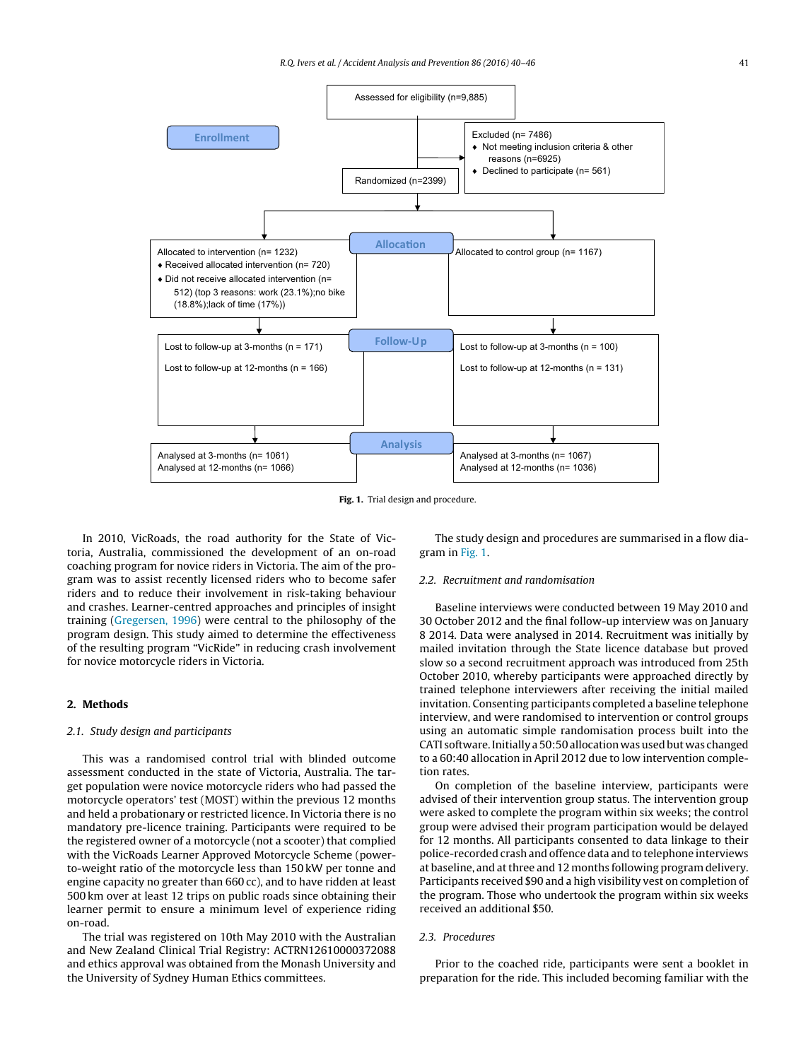Assessed for eligibility (n=9,885)

**Enrollment**

Excluded (n= 7486)
- Not meeting inclusion criteria & other reasons (n=6925)
- Declined to participate (n= 561)

Randomized (n=2399)

**Allocation**

Allocated to intervention (n= 1232)
- Received allocated intervention (n= 720)
- Did not receive allocated intervention (n= 512) (top 3 reasons: work (23.1%);no bike (18.8%);lack of time (17%))

Allocated to control group (n= 1167)

**Follow-Up**

Lost to follow-up at 3-months (n = 171)

Lost to follow-up at 12-months (n = 166)

Lost to follow-up at 3-months (n = 100)

Lost to follow-up at 12-months (n = 131)

**Analysis**

Analysed at 3-months (n= 1061)
Analysed at 12-months (n= 1066)

Analysed at 3-months (n= 1067)
Analysed at 12-months (n= 1036)

**Fig. 1.** Trial design and procedure.

In 2010, VicRoads, the road authority for the State of Victoria, Australia, commissioned the development of an on-road coaching program for novice riders in Victoria. The aim of the program was to assist recently licensed riders who to become safer riders and to reduce their involvement in risk-taking behaviour and crashes. Learner-centred approaches and principles of insight training (Gregersen, 1996) were central to the philosophy of the program design. This study aimed to determine the effectiveness of the resulting program "VicRide" in reducing crash involvement for novice motorcycle riders in Victoria.

## 2. Methods

### 2.1. Study design and participants

This was a randomised control trial with blinded outcome assessment conducted in the state of Victoria, Australia. The target population were novice motorcycle riders who had passed the motorcycle operators' test (MOST) within the previous 12 months and held a probationary or restricted licence. In Victoria there is no mandatory pre-licence training. Participants were required to be the registered owner of a motorcycle (not a scooter) that complied with the VicRoads Learner Approved Motorcycle Scheme (power-to-weight ratio of the motorcycle less than 150 kW per tonne and engine capacity no greater than 660 cc), and to have ridden at least 500 km over at least 12 trips on public roads since obtaining their learner permit to ensure a minimum level of experience riding on-road.

The trial was registered on 10th May 2010 with the Australian and New Zealand Clinical Trial Registry: ACTRN12610000372088 and ethics approval was obtained from the Monash University and the University of Sydney Human Ethics committees.

The study design and procedures are summarised in a flow diagram in Fig. 1.

### 2.2. Recruitment and randomisation

Baseline interviews were conducted between 19 May 2010 and 30 October 2012 and the final follow-up interview was on January 8 2014. Data were analysed in 2014. Recruitment was initially by mailed invitation through the State licence database but proved slow so a second recruitment approach was introduced from 25th October 2010, whereby participants were approached directly by trained telephone interviewers after receiving the initial mailed invitation. Consenting participants completed a baseline telephone interview, and were randomised to intervention or control groups using an automatic simple randomisation process built into the CATI software. Initially a 50:50 allocation was used but was changed to a 60:40 allocation in April 2012 due to low intervention completion rates.

On completion of the baseline interview, participants were advised of their intervention group status. The intervention group were asked to complete the program within six weeks; the control group were advised their program participation would be delayed for 12 months. All participants consented to data linkage to their police-recorded crash and offence data and to telephone interviews at baseline, and at three and 12 months following program delivery. Participants received $90 and a high visibility vest on completion of the program. Those who undertook the program within six weeks received an additional $50.

### 2.3. Procedures

Prior to the coached ride, participants were sent a booklet in preparation for the ride. This included becoming familiar with the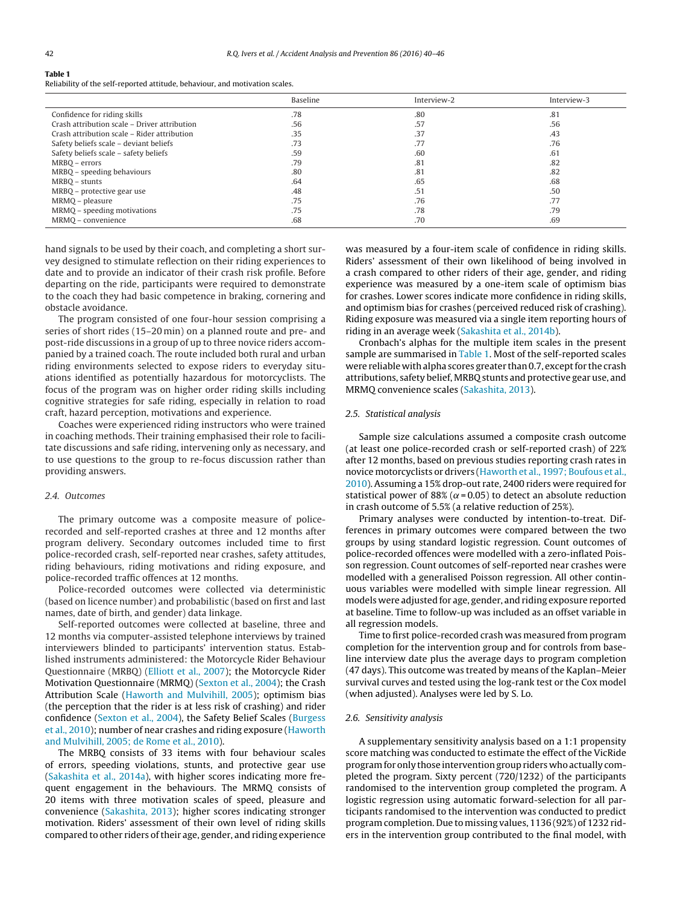**Table 1**
Reliability of the self-reported attitude, behaviour, and motivation scales.

| | Baseline | Interview-2 | Interview-3 |
|---|---|---|---|
| Confidence for riding skills | .78 | .80 | .81 |
| Crash attribution scale – Driver attribution | .56 | .57 | .56 |
| Crash attribution scale – Rider attribution | .35 | .37 | .43 |
| Safety beliefs scale – deviant beliefs | .73 | .77 | .76 |
| Safety beliefs scale – safety beliefs | .59 | .60 | .61 |
| MRBQ – errors | .79 | .81 | .82 |
| MRBQ – speeding behaviours | .80 | .81 | .82 |
| MRBQ – stunts | .64 | .65 | .68 |
| MRBQ – protective gear use | .48 | .51 | .50 |
| MRMQ – pleasure | .75 | .76 | .77 |
| MRMQ – speeding motivations | .75 | .78 | .79 |
| MRMQ – convenience | .68 | .70 | .69 |

hand signals to be used by their coach, and completing a short survey designed to stimulate reflection on their riding experiences to date and to provide an indicator of their crash risk profile. Before departing on the ride, participants were required to demonstrate to the coach they had basic competence in braking, cornering and obstacle avoidance.

The program consisted of one four-hour session comprising a series of short rides (15–20 min) on a planned route and pre- and post-ride discussions in a group of up to three novice riders accompanied by a trained coach. The route included both rural and urban riding environments selected to expose riders to everyday situations identified as potentially hazardous for motorcyclists. The focus of the program was on higher order riding skills including cognitive strategies for safe riding, especially in relation to road craft, hazard perception, motivations and experience.

Coaches were experienced riding instructors who were trained in coaching methods. Their training emphasised their role to facilitate discussions and safe riding, intervening only as necessary, and to use questions to the group to re-focus discussion rather than providing answers.

### 2.4. Outcomes

The primary outcome was a composite measure of police-recorded and self-reported crashes at three and 12 months after program delivery. Secondary outcomes included time to first police-recorded crash, self-reported near crashes, safety attitudes, riding behaviours, riding motivations and riding exposure, and police-recorded traffic offences at 12 months.

Police-recorded outcomes were collected via deterministic (based on licence number) and probabilistic (based on first and last names, date of birth, and gender) data linkage.

Self-reported outcomes were collected at baseline, three and 12 months via computer-assisted telephone interviews by trained interviewers blinded to participants' intervention status. Established instruments administered: the Motorcycle Rider Behaviour Questionnaire (MRBQ) (Elliott et al., 2007); the Motorcycle Rider Motivation Questionnaire (MRMQ) (Sexton et al., 2004); the Crash Attribution Scale (Haworth and Mulvihill, 2005); optimism bias (the perception that the rider is at less risk of crashing) and rider confidence (Sexton et al., 2004), the Safety Belief Scales (Burgess et al., 2010); number of near crashes and riding exposure (Haworth and Mulvihill, 2005; de Rome et al., 2010).

The MRBQ consists of 33 items with four behaviour scales of errors, speeding violations, stunts, and protective gear use (Sakashita et al., 2014a), with higher scores indicating more frequent engagement in the behaviours. The MRMQ consists of 20 items with three motivation scales of speed, pleasure and convenience (Sakashita, 2013); higher scores indicating stronger motivation. Riders' assessment of their own level of riding skills compared to other riders of their age, gender, and riding experience was measured by a four-item scale of confidence in riding skills. Riders' assessment of their own likelihood of being involved in a crash compared to other riders of their age, gender, and riding experience was measured by a one-item scale of optimism bias for crashes. Lower scores indicate more confidence in riding skills, and optimism bias for crashes (perceived reduced risk of crashing). Riding exposure was measured via a single item reporting hours of riding in an average week (Sakashita et al., 2014b).

Cronbach's alphas for the multiple item scales in the present sample are summarised in Table 1. Most of the self-reported scales were reliable with alpha scores greater than 0.7, except for the crash attributions, safety belief, MRBQ stunts and protective gear use, and MRMQ convenience scales (Sakashita, 2013).

### 2.5. Statistical analysis

Sample size calculations assumed a composite crash outcome (at least one police-recorded crash or self-reported crash) of 22% after 12 months, based on previous studies reporting crash rates in novice motorcyclists or drivers (Haworth et al., 1997; Boufous et al., 2010). Assuming a 15% drop-out rate, 2400 riders were required for statistical power of 88% ($\alpha = 0.05$) to detect an absolute reduction in crash outcome of 5.5% (a relative reduction of 25%).

Primary analyses were conducted by intention-to-treat. Differences in primary outcomes were compared between the two groups by using standard logistic regression. Count outcomes of police-recorded offences were modelled with a zero-inflated Poisson regression. Count outcomes of self-reported near crashes were modelled with a generalised Poisson regression. All other continuous variables were modelled with simple linear regression. All models were adjusted for age, gender, and riding exposure reported at baseline. Time to follow-up was included as an offset variable in all regression models.

Time to first police-recorded crash was measured from program completion for the intervention group and for controls from baseline interview date plus the average days to program completion (47 days). This outcome was treated by means of the Kaplan–Meier survival curves and tested using the log-rank test or the Cox model (when adjusted). Analyses were led by S. Lo.

### 2.6. Sensitivity analysis

A supplementary sensitivity analysis based on a 1:1 propensity score matching was conducted to estimate the effect of the VicRide program for only those intervention group riders who actually completed the program. Sixty percent (720/1232) of the participants randomised to the intervention group completed the program. A logistic regression using automatic forward-selection for all participants randomised to the intervention was conducted to predict program completion. Due to missing values, 1136 (92%) of 1232 riders in the intervention group contributed to the final model, with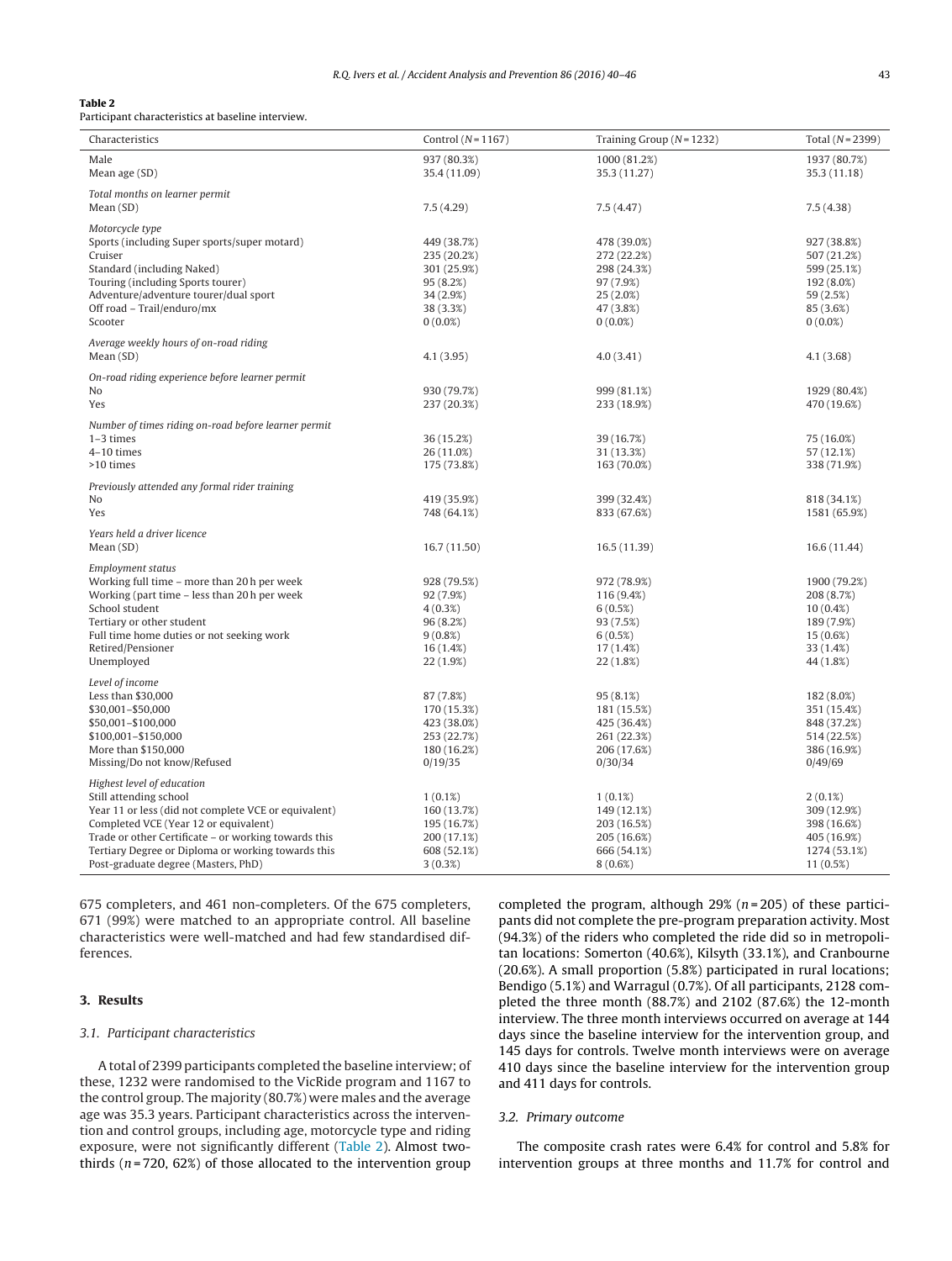**Table 2**
Participant characteristics at baseline interview.

| Characteristics | Control (N = 1167) | Training Group (N = 1232) | Total (N = 2399) |
|---|---|---|---|
| Male | 937 (80.3%) | 1000 (81.2%) | 1937 (80.7%) |
| Mean age (SD) | 35.4 (11.09) | 35.3 (11.27) | 35.3 (11.18) |
| *Total months on learner permit* | | | |
| Mean (SD) | 7.5 (4.29) | 7.5 (4.47) | 7.5 (4.38) |
| *Motorcycle type* | | | |
| Sports (including Super sports/super motard) | 449 (38.7%) | 478 (39.0%) | 927 (38.8%) |
| Cruiser | 235 (20.2%) | 272 (22.2%) | 507 (21.2%) |
| Standard (including Naked) | 301 (25.9%) | 298 (24.3%) | 599 (25.1%) |
| Touring (including Sports tourer) | 95 (8.2%) | 97 (7.9%) | 192 (8.0%) |
| Adventure/adventure tourer/dual sport | 34 (2.9%) | 25 (2.0%) | 59 (2.5%) |
| Off road – Trail/enduro/mx | 38 (3.3%) | 47 (3.8%) | 85 (3.6%) |
| Scooter | 0 (0.0%) | 0 (0.0%) | 0 (0.0%) |
| *Average weekly hours of on-road riding* | | | |
| Mean (SD) | 4.1 (3.95) | 4.0 (3.41) | 4.1 (3.68) |
| *On-road riding experience before learner permit* | | | |
| No | 930 (79.7%) | 999 (81.1%) | 1929 (80.4%) |
| Yes | 237 (20.3%) | 233 (18.9%) | 470 (19.6%) |
| *Number of times riding on-road before learner permit* | | | |
| 1–3 times | 36 (15.2%) | 39 (16.7%) | 75 (16.0%) |
| 4–10 times | 26 (11.0%) | 31 (13.3%) | 57 (12.1%) |
| >10 times | 175 (73.8%) | 163 (70.0%) | 338 (71.9%) |
| *Previously attended any formal rider training* | | | |
| No | 419 (35.9%) | 399 (32.4%) | 818 (34.1%) |
| Yes | 748 (64.1%) | 833 (67.6%) | 1581 (65.9%) |
| *Years held a driver licence* | | | |
| Mean (SD) | 16.7 (11.50) | 16.5 (11.39) | 16.6 (11.44) |
| *Employment status* | | | |
| Working full time – more than 20 h per week | 928 (79.5%) | 972 (78.9%) | 1900 (79.2%) |
| Working (part time – less than 20 h per week | 92 (7.9%) | 116 (9.4%) | 208 (8.7%) |
| School student | 4 (0.3%) | 6 (0.5%) | 10 (0.4%) |
| Tertiary or other student | 96 (8.2%) | 93 (7.5%) | 189 (7.9%) |
| Full time home duties or not seeking work | 9 (0.8%) | 6 (0.5%) | 15 (0.6%) |
| Retired/Pensioner | 16 (1.4%) | 17 (1.4%) | 33 (1.4%) |
| Unemployed | 22 (1.9%) | 22 (1.8%) | 44 (1.8%) |
| *Level of income* | | | |
| Less than $30,000 | 87 (7.8%) | 95 (8.1%) | 182 (8.0%) |
| $30,001–$50,000 | 170 (15.3%) | 181 (15.5%) | 351 (15.4%) |
| $50,001–$100,000 | 423 (38.0%) | 425 (36.4%) | 848 (37.2%) |
| $100,001–$150,000 | 253 (22.7%) | 261 (22.3%) | 514 (22.5%) |
| More than $150,000 | 180 (16.2%) | 206 (17.6%) | 386 (16.9%) |
| Missing/Do not know/Refused | 0/19/35 | 0/30/34 | 0/49/69 |
| *Highest level of education* | | | |
| Still attending school | 1 (0.1%) | 1 (0.1%) | 2 (0.1%) |
| Year 11 or less (did not complete VCE or equivalent) | 160 (13.7%) | 149 (12.1%) | 309 (12.9%) |
| Completed VCE (Year 12 or equivalent) | 195 (16.7%) | 203 (16.5%) | 398 (16.6%) |
| Trade or other Certificate – or working towards this | 200 (17.1%) | 205 (16.6%) | 405 (16.9%) |
| Tertiary Degree or Diploma or working towards this | 608 (52.1%) | 666 (54.1%) | 1274 (53.1%) |
| Post-graduate degree (Masters, PhD) | 3 (0.3%) | 8 (0.6%) | 11 (0.5%) |

675 completers, and 461 non-completers. Of the 675 completers, 671 (99%) were matched to an appropriate control. All baseline characteristics were well-matched and had few standardised differences.

## 3. Results

### 3.1. Participant characteristics

A total of 2399 participants completed the baseline interview; of these, 1232 were randomised to the VicRide program and 1167 to the control group. The majority (80.7%) were males and the average age was 35.3 years. Participant characteristics across the intervention and control groups, including age, motorcycle type and riding exposure, were not significantly different (Table 2). Almost two-thirds ($n$ = 720, 62%) of those allocated to the intervention group completed the program, although 29% ($n$ = 205) of these participants did not complete the pre-program preparation activity. Most (94.3%) of the riders who completed the ride did so in metropolitan locations: Somerton (40.6%), Kilsyth (33.1%), and Cranbourne (20.6%). A small proportion (5.8%) participated in rural locations; Bendigo (5.1%) and Warragul (0.7%). Of all participants, 2128 completed the three month (88.7%) and 2102 (87.6%) the 12-month interview. The three month interviews occurred on average at 144 days since the baseline interview for the intervention group, and 145 days for controls. Twelve month interviews were on average 410 days since the baseline interview for the intervention group and 411 days for controls.

### 3.2. Primary outcome

The composite crash rates were 6.4% for control and 5.8% for intervention groups at three months and 11.7% for control and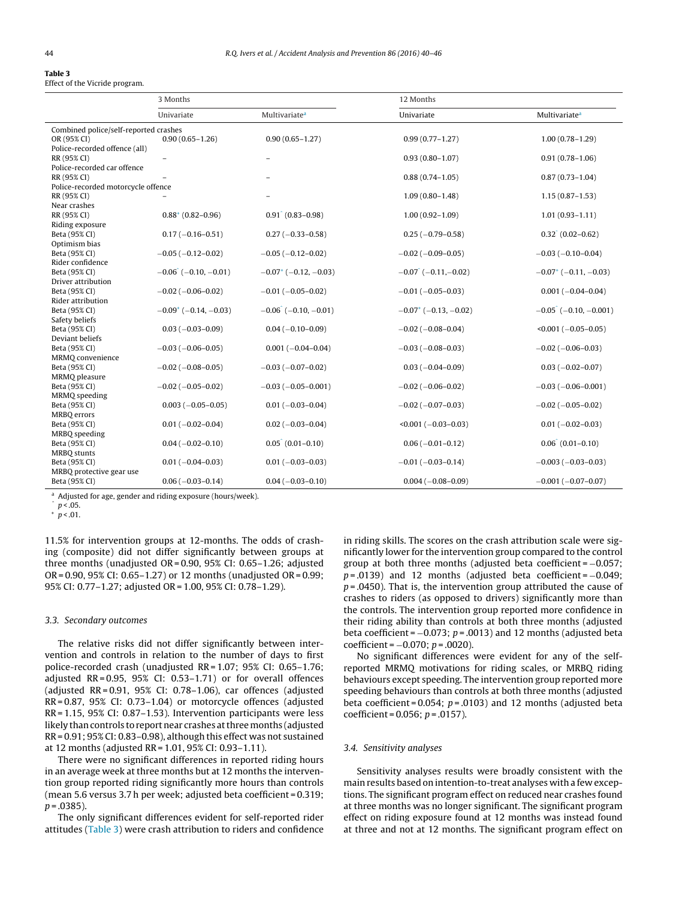**Table 3**
Effect of the Vicride program.

| | 3 Months | | 12 Months | |
|---|---|---|---|---|
| | Univariate | Multivariate[a] | Univariate | Multivariate[a] |
| Combined police/self-reported crashes | | | | |
| OR (95% CI) | 0.90 (0.65–1.26) | 0.90 (0.65–1.27) | 0.99 (0.77–1.27) | 1.00 (0.78–1.29) |
| Police-recorded offence (all) | | | | |
| RR (95% CI) | – | – | 0.93 (0.80–1.07) | 0.91 (0.78–1.06) |
| Police-recorded car offence | | | | |
| RR (95% CI) | – | – | 0.88 (0.74–1.05) | 0.87 (0.73–1.04) |
| Police-recorded motorcycle offence | | | | |
| RR (95% CI) | – | – | 1.09 (0.80–1.48) | 1.15 (0.87–1.53) |
| Near crashes | | | | |
| RR (95% CI) | 0.88* (0.82–0.96) | 0.91^ (0.83–0.98) | 1.00 (0.92–1.09) | 1.01 (0.93–1.11) |
| Riding exposure | | | | |
| Beta (95% CI) | 0.17 (−0.16–0.51) | 0.27 (−0.33–0.58) | 0.25 (−0.79–0.58) | 0.32^ (0.02–0.62) |
| Optimism bias | | | | |
| Beta (95% CI) | −0.05 (−0.12–0.02) | −0.05 (−0.12–0.02) | −0.02 (−0.09–0.05) | −0.03 (−0.10–0.04) |
| Rider confidence | | | | |
| Beta (95% CI) | −0.06^ (−0.10, −0.01) | −0.07* (−0.12, −0.03) | −0.07^ (−0.11,−0.02) | −0.07* (−0.11, −0.03) |
| Driver attribution | | | | |
| Beta (95% CI) | −0.02 (−0.06–0.02) | −0.01 (−0.05–0.02) | −0.01 (−0.05–0.03) | 0.001 (−0.04–0.04) |
| Rider attribution | | | | |
| Beta (95% CI) | −0.09* (−0.14, −0.03) | −0.06^ (−0.10, −0.01) | −0.07* (−0.13, −0.02) | −0.05^ (−0.10, −0.001) |
| Safety beliefs | | | | |
| Beta (95% CI) | 0.03 (−0.03–0.09) | 0.04 (−0.10–0.09) | −0.02 (−0.08–0.04) | <0.001 (−0.05–0.05) |
| Deviant beliefs | | | | |
| Beta (95% CI) | −0.03 (−0.06–0.05) | 0.001 (−0.04–0.04) | −0.03 (−0.08–0.03) | −0.02 (−0.06–0.03) |
| MRMQ convenience | | | | |
| Beta (95% CI) | −0.02 (−0.08–0.05) | −0.03 (−0.07–0.02) | 0.03 (−0.04–0.09) | 0.03 (−0.02–0.07) |
| MRMQ pleasure | | | | |
| Beta (95% CI) | −0.02 (−0.05–0.02) | −0.03 (−0.05–0.001) | −0.02 (−0.06–0.02) | −0.03 (−0.06–0.001) |
| MRMQ speeding | | | | |
| Beta (95% CI) | 0.003 (−0.05–0.05) | 0.01 (−0.03–0.04) | −0.02 (−0.07–0.03) | −0.02 (−0.05–0.02) |
| MRBQ errors | | | | |
| Beta (95% CI) | 0.01 (−0.02–0.04) | 0.02 (−0.03–0.04) | <0.001 (−0.03–0.03) | 0.01 (−0.02–0.03) |
| MRBQ speeding | | | | |
| Beta (95% CI) | 0.04 (−0.02–0.10) | 0.05^ (0.01–0.10) | 0.06 (−0.01–0.12) | 0.06^ (0.01–0.10) |
| MRBQ stunts | | | | |
| Beta (95% CI) | 0.01 (−0.04–0.03) | 0.01 (−0.03–0.03) | −0.01 (−0.03–0.14) | −0.003 (−0.03–0.03) |
| MRBQ protective gear use | | | | |
| Beta (95% CI) | 0.06 (−0.03–0.14) | 0.04 (−0.03–0.10) | 0.004 (−0.08–0.09) | −0.001 (−0.07–0.07) |

[a] Adjusted for age, gender and riding exposure (hours/week).
^ $p < .05$.
* $p < .01$.

11.5% for intervention groups at 12-months. The odds of crashing (composite) did not differ significantly between groups at three months (unadjusted OR = 0.90, 95% CI: 0.65–1.26; adjusted OR = 0.90, 95% CI: 0.65–1.27) or 12 months (unadjusted OR = 0.99; 95% CI: 0.77–1.27; adjusted OR = 1.00, 95% CI: 0.78–1.29).

### 3.3. Secondary outcomes

The relative risks did not differ significantly between intervention and controls in relation to the number of days to first police-recorded crash (unadjusted RR = 1.07; 95% CI: 0.65–1.76; adjusted RR = 0.95, 95% CI: 0.53–1.71) or for overall offences (adjusted RR = 0.91, 95% CI: 0.78–1.06), car offences (adjusted RR = 0.87, 95% CI: 0.73–1.04) or motorcycle offences (adjusted RR = 1.15, 95% CI: 0.87–1.53). Intervention participants were less likely than controls to report near crashes at three months (adjusted RR = 0.91; 95% CI: 0.83–0.98), although this effect was not sustained at 12 months (adjusted RR = 1.01, 95% CI: 0.93–1.11).

There were no significant differences in reported riding hours in an average week at three months but at 12 months the intervention group reported riding significantly more hours than controls (mean 5.6 versus 3.7 h per week; adjusted beta coefficient = 0.319; $p = .0385$).

The only significant differences evident for self-reported rider attitudes (Table 3) were crash attribution to riders and confidence in riding skills. The scores on the crash attribution scale were significantly lower for the intervention group compared to the control group at both three months (adjusted beta coefficient = −0.057; $p = .0139$) and 12 months (adjusted beta coefficient = −0.049; $p = .0450$). That is, the intervention group attributed the cause of crashes to riders (as opposed to drivers) significantly more than the controls. The intervention group reported more confidence in their riding ability than controls at both three months (adjusted beta coefficient = −0.073; $p = .0013$) and 12 months (adjusted beta coefficient = −0.070; $p = .0020$).

No significant differences were evident for any of the self-reported MRMQ motivations for riding scales, or MRBQ riding behaviours except speeding. The intervention group reported more speeding behaviours than controls at both three months (adjusted beta coefficient = 0.054; $p = .0103$) and 12 months (adjusted beta coefficient = 0.056; $p = .0157$).

### 3.4. Sensitivity analyses

Sensitivity analyses results were broadly consistent with the main results based on intention-to-treat analyses with a few exceptions. The significant program effect on reduced near crashes found at three months was no longer significant. The significant program effect on riding exposure found at 12 months was instead found at three and not at 12 months. The significant program effect on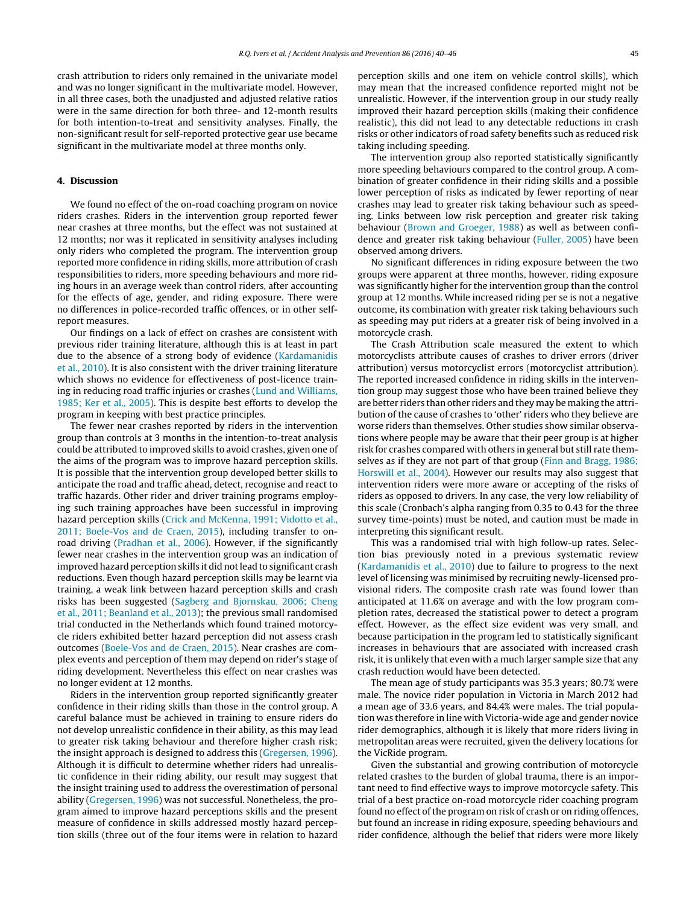crash attribution to riders only remained in the univariate model and was no longer significant in the multivariate model. However, in all three cases, both the unadjusted and adjusted relative ratios were in the same direction for both three- and 12-month results for both intention-to-treat and sensitivity analyses. Finally, the non-significant result for self-reported protective gear use became significant in the multivariate model at three months only.

## 4. Discussion

We found no effect of the on-road coaching program on novice riders crashes. Riders in the intervention group reported fewer near crashes at three months, but the effect was not sustained at 12 months; nor was it replicated in sensitivity analyses including only riders who completed the program. The intervention group reported more confidence in riding skills, more attribution of crash responsibilities to riders, more speeding behaviours and more riding hours in an average week than control riders, after accounting for the effects of age, gender, and riding exposure. There were no differences in police-recorded traffic offences, or in other self-report measures.

Our findings on a lack of effect on crashes are consistent with previous rider training literature, although this is at least in part due to the absence of a strong body of evidence (Kardamanidis et al., 2010). It is also consistent with the driver training literature which shows no evidence for effectiveness of post-licence training in reducing road traffic injuries or crashes (Lund and Williams, 1985; Ker et al., 2005). This is despite best efforts to develop the program in keeping with best practice principles.

The fewer near crashes reported by riders in the intervention group than controls at 3 months in the intention-to-treat analysis could be attributed to improved skills to avoid crashes, given one of the aims of the program was to improve hazard perception skills. It is possible that the intervention group developed better skills to anticipate the road and traffic ahead, detect, recognise and react to traffic hazards. Other rider and driver training programs employing such training approaches have been successful in improving hazard perception skills (Crick and McKenna, 1991; Vidotto et al., 2011; Boele-Vos and de Craen, 2015), including transfer to on-road driving (Pradhan et al., 2006). However, if the significantly fewer near crashes in the intervention group was an indication of improved hazard perception skills it did not lead to significant crash reductions. Even though hazard perception skills may be learnt via training, a weak link between hazard perception skills and crash risks has been suggested (Sagberg and Bjornskau, 2006; Cheng et al., 2011; Beanland et al., 2013); the previous small randomised trial conducted in the Netherlands which found trained motorcycle riders exhibited better hazard perception did not assess crash outcomes (Boele-Vos and de Craen, 2015). Near crashes are complex events and perception of them may depend on rider's stage of riding development. Nevertheless this effect on near crashes was no longer evident at 12 months.

Riders in the intervention group reported significantly greater confidence in their riding skills than those in the control group. A careful balance must be achieved in training to ensure riders do not develop unrealistic confidence in their ability, as this may lead to greater risk taking behaviour and therefore higher crash risk; the insight approach is designed to address this (Gregersen, 1996). Although it is difficult to determine whether riders had unrealistic confidence in their riding ability, our result may suggest that the insight training used to address the overestimation of personal ability (Gregersen, 1996) was not successful. Nonetheless, the program aimed to improve hazard perceptions skills and the present measure of confidence in skills addressed mostly hazard perception skills (three out of the four items were in relation to hazard perception skills and one item on vehicle control skills), which may mean that the increased confidence reported might not be unrealistic. However, if the intervention group in our study really improved their hazard perception skills (making their confidence realistic), this did not lead to any detectable reductions in crash risks or other indicators of road safety benefits such as reduced risk taking including speeding.

The intervention group also reported statistically significantly more speeding behaviours compared to the control group. A combination of greater confidence in their riding skills and a possible lower perception of risks as indicated by fewer reporting of near crashes may lead to greater risk taking behaviour such as speeding. Links between low risk perception and greater risk taking behaviour (Brown and Groeger, 1988) as well as between confidence and greater risk taking behaviour (Fuller, 2005) have been observed among drivers.

No significant differences in riding exposure between the two groups were apparent at three months, however, riding exposure was significantly higher for the intervention group than the control group at 12 months. While increased riding per se is not a negative outcome, its combination with greater risk taking behaviours such as speeding may put riders at a greater risk of being involved in a motorcycle crash.

The Crash Attribution scale measured the extent to which motorcyclists attribute causes of crashes to driver errors (driver attribution) versus motorcyclist errors (motorcyclist attribution). The reported increased confidence in riding skills in the intervention group may suggest those who have been trained believe they are better riders than other riders and they may be making the attribution of the cause of crashes to 'other' riders who they believe are worse riders than themselves. Other studies show similar observations where people may be aware that their peer group is at higher risk for crashes compared with others in general but still rate themselves as if they are not part of that group (Finn and Bragg, 1986; Horswill et al., 2004). However our results may also suggest that intervention riders were more aware or accepting of the risks of riders as opposed to drivers. In any case, the very low reliability of this scale (Cronbach's alpha ranging from 0.35 to 0.43 for the three survey time-points) must be noted, and caution must be made in interpreting this significant result.

This was a randomised trial with high follow-up rates. Selection bias previously noted in a previous systematic review (Kardamanidis et al., 2010) due to failure to progress to the next level of licensing was minimised by recruiting newly-licensed provisional riders. The composite crash rate was found lower than anticipated at 11.6% on average and with the low program completion rates, decreased the statistical power to detect a program effect. However, as the effect size evident was very small, and because participation in the program led to statistically significant increases in behaviours that are associated with increased crash risk, it is unlikely that even with a much larger sample size that any crash reduction would have been detected.

The mean age of study participants was 35.3 years; 80.7% were male. The novice rider population in Victoria in March 2012 had a mean age of 33.6 years, and 84.4% were males. The trial population was therefore in line with Victoria-wide age and gender novice rider demographics, although it is likely that more riders living in metropolitan areas were recruited, given the delivery locations for the VicRide program.

Given the substantial and growing contribution of motorcycle related crashes to the burden of global trauma, there is an important need to find effective ways to improve motorcycle safety. This trial of a best practice on-road motorcycle rider coaching program found no effect of the program on risk of crash or on riding offences, but found an increase in riding exposure, speeding behaviours and rider confidence, although the belief that riders were more likely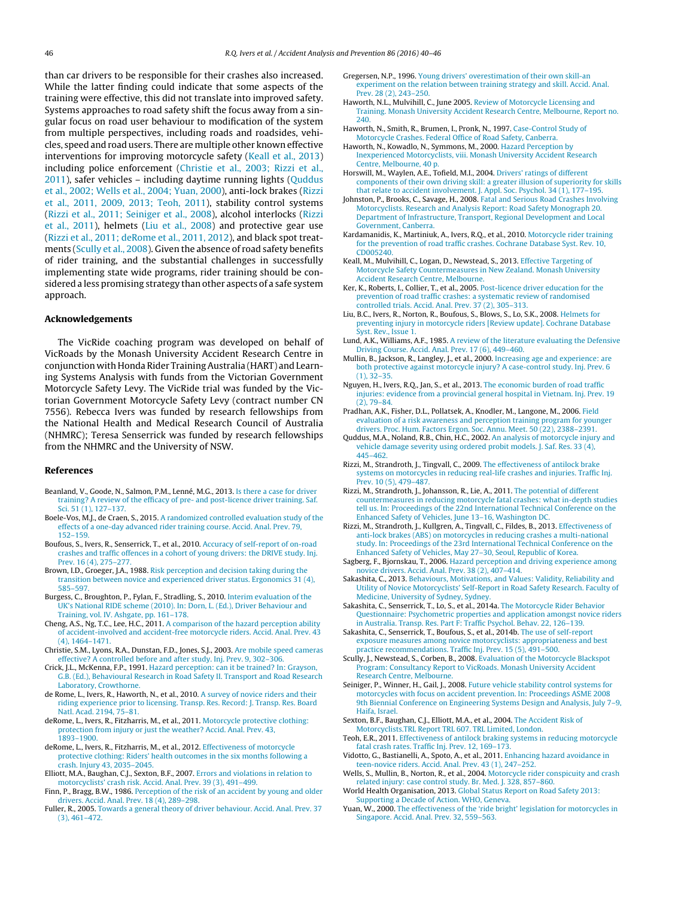than car drivers to be responsible for their crashes also increased. While the latter finding could indicate that some aspects of the training were effective, this did not translate into improved safety. Systems approaches to road safety shift the focus away from a singular focus on road user behaviour to modification of the system from multiple perspectives, including roads and roadsides, vehicles, speed and road users. There are multiple other known effective interventions for improving motorcycle safety (Keall et al., 2013) including police enforcement (Christie et al., 2003; Rizzi et al., 2011), safer vehicles – including daytime running lights (Quddus et al., 2002; Wells et al., 2004; Yuan, 2000), anti-lock brakes (Rizzi et al., 2011, 2009, 2013; Teoh, 2011), stability control systems (Rizzi et al., 2011; Seiniger et al., 2008), alcohol interlocks (Rizzi et al., 2011), helmets (Liu et al., 2008) and protective gear use (Rizzi et al., 2011; deRome et al., 2011, 2012), and black spot treatments (Scully et al., 2008). Given the absence of road safety benefits of rider training, and the substantial challenges in successfully implementing state wide programs, rider training should be considered a less promising strategy than other aspects of a safe system approach.

## Acknowledgements

The VicRide coaching program was developed on behalf of VicRoads by the Monash University Accident Research Centre in conjunction with Honda Rider Training Australia (HART) and Learning Systems Analysis with funds from the Victorian Government Motorcycle Safety Levy. The VicRide trial was funded by the Victorian Government Motorcycle Safety Levy (contract number CN 7556). Rebecca Ivers was funded by research fellowships from the National Health and Medical Research Council of Australia (NHMRC); Teresa Senserrick was funded by research fellowships from the NHMRC and the University of NSW.

## References

Beanland, V., Goode, N., Salmon, P.M., Lenné, M.G., 2013. Is there a case for driver training? A review of the efficacy of pre- and post-licence driver training. Saf. Sci. 51 (1), 127–137.

Boele-Vos, M.J., de Craen, S., 2015. A randomized controlled evaluation study of the effects of a one-day advanced rider training course. Accid. Anal. Prev. 79, 152–159.

Boufous, S., Ivers, R., Senserrick, T., et al., 2010. Accuracy of self-report of on-road crashes and traffic offences in a cohort of young drivers: the DRIVE study. Inj. Prev. 16 (4), 275–277.

Brown, I.D., Groeger, J.A., 1988. Risk perception and decision taking during the transition between novice and experienced driver status. Ergonomics 31 (4), 585–597.

Burgess, C., Broughton, P., Fylan, F., Stradling, S., 2010. Interim evaluation of the UK's National RIDE scheme (2010). In: Dorn, L. (Ed.), Driver Behaviour and Training, vol. IV. Ashgate, pp. 161–178.

Cheng, A.S., Ng, T.C., Lee, H.C., 2011. A comparison of the hazard perception ability of accident-involved and accident-free motorcycle riders. Accid. Anal. Prev. 43 (4), 1464–1471.

Christie, S.M., Lyons, R.A., Dunstan, F.D., Jones, S.J., 2003. Are mobile speed cameras effective? A controlled before and after study. Inj. Prev. 9, 302–306.

Crick, J.L., McKenna, F.P., 1991. Hazard perception: can it be trained? In: Grayson, G.B. (Ed.), Behavioural Research in Road Safety II. Transport and Road Research Laboratory, Crowthorne.

de Rome, L., Ivers, R., Haworth, N., et al., 2010. A survey of novice riders and their riding experience prior to licensing. Transp. Res. Record: J. Transp. Res. Board Natl. Acad. 2194, 75–81.

deRome, L., Ivers, R., Fitzharris, M., et al., 2011. Motorcycle protective clothing: protection from injury or just the weather? Accid. Anal. Prev. 43, 1893–1900.

deRome, L., Ivers, R., Fitzharris, M., et al., 2012. Effectiveness of motorcycle protective clothing: Riders' health outcomes in the six months following a crash. Injury 43, 2035–2045.

Elliott, M.A., Baughan, C.J., Sexton, B.F., 2007. Errors and violations in relation to motorcyclists' crash risk. Accid. Anal. Prev. 39 (3), 491–499.

Finn, P., Bragg, B.W., 1986. Perception of the risk of an accident by young and older drivers. Accid. Anal. Prev. 18 (4), 289–298.

Fuller, R., 2005. Towards a general theory of driver behaviour. Accid. Anal. Prev. 37 (3), 461–472.

Gregersen, N.P., 1996. Young drivers' overestimation of their own skill-an experiment on the relation between training strategy and skill. Accid. Anal. Prev. 28 (2), 243–250.

Haworth, N.L., Mulvihill, C., June 2005. Review of Motorcycle Licensing and Training. Monash University Accident Research Centre, Melbourne, Report no. 240.

Haworth, N., Smith, R., Brumen, I., Pronk, N., 1997. Case-Control Study of Motorcycle Crashes. Federal Office of Road Safety, Canberra.

Haworth, N., Kowadlo, N., Symmons, M., 2000. Hazard Perception by Inexperienced Motorcyclists, viii. Monash University Accident Research Centre, Melbourne, 40 p.

Horswill, M., Waylen, A.E., Tofield, M.I., 2004. Drivers' ratings of different components of their own driving skill: a greater illusion of superiority for skills that relate to accident involvement. J. Appl. Soc. Psychol. 34 (1), 177–195.

Johnston, P., Brooks, C., Savage, H., 2008. Fatal and Serious Road Crashes Involving Motorcyclists. Research and Analysis Report: Road Safety Monograph 20. Department of Infrastructure, Transport, Regional Development and Local Government, Canberra.

Kardamanidis, K., Martiniuk, A., Ivers, R.Q., et al., 2010. Motorcycle rider training for the prevention of road traffic crashes. Cochrane Database Syst. Rev. 10, CD005240.

Keall, M., Mulvihill, C., Logan, D., Newstead, S., 2013. Effective Targeting of Motorcycle Safety Countermeasures in New Zealand. Monash University Accident Research Centre, Melbourne.

Ker, K., Roberts, I., Collier, T., et al., 2005. Post-licence driver education for the prevention of road traffic crashes: a systematic review of randomised controlled trials. Accid. Anal. Prev. 37 (2), 305–313.

Liu, B.C., Ivers, R., Norton, R., Boufous, S., Blows, S., Lo, S.K., 2008. Helmets for preventing injury in motorcycle riders [Review update]. Cochrane Database Syst. Rev., Issue 1.

Lund, A.K., Williams, A.F., 1985. A review of the literature evaluating the Defensive Driving Course. Accid. Anal. Prev. 17 (6), 449–460.

Mullin, B., Jackson, R., Langley, J., et al., 2000. Increasing age and experience: are both protective against motorcycle injury? A case-control study. Inj. Prev. 6 (1), 32–35.

Nguyen, H., Ivers, R.Q., Jan, S., et al., 2013. The economic burden of road traffic injuries: evidence from a provincial general hospital in Vietnam. Inj. Prev. 19 (2), 79–84.

Pradhan, A.K., Fisher, D.L., Pollatsek, A., Knodler, M., Langone, M., 2006. Field evaluation of a risk awareness and perception training program for younger drivers. Proc. Hum. Factors Ergon. Soc. Annu. Meet. 50 (22), 2388–2391.

Quddus, M.A., Noland, R.B., Chin, H.C., 2002. An analysis of motorcycle injury and vehicle damage severity using ordered probit models. J. Saf. Res. 33 (4), 445–462.

Rizzi, M., Strandroth, J., Tingvall, C., 2009. The effectiveness of antilock brake systems on motorcycles in reducing real-life crashes and injuries. Traffic Inj. Prev. 10 (5), 479–487.

Rizzi, M., Strandroth, J., Johansson, R., Lie, A., 2011. The potential of different countermeasures in reducing motorcycle fatal crashes: what in-depth studies tell us. In: Proceedings of the 22nd International Technical Conference on the Enhanced Safety of Vehicles, June 13–16, Washington DC.

Rizzi, M., Strandroth, J., Kullgren, A., Tingvall, C., Fildes, B., 2013. Effectiveness of anti-lock brakes (ABS) on motorcycles in reducing crashes a multi-national study. In: Proceedings of the 23rd International Technical Conference on the Enhanced Safety of Vehicles, May 27–30, Seoul, Republic of Korea.

Sagberg, F., Bjornskau, T., 2006. Hazard perception and driving experience among novice drivers. Accid. Anal. Prev. 38 (2), 407–414.

Sakashita, C., 2013. Behaviours, Motivations, and Values: Validity, Reliability and Utility of Novice Motorcyclists' Self-Report in Road Safety Research. Faculty of Medicine, University of Sydney, Sydney.

Sakashita, C., Senserrick, T., Lo, S., et al., 2014a. The Motorcycle Rider Behavior Questionnaire: Psychometric properties and application amongst novice riders in Australia. Transp. Res. Part F: Traffic Psychol. Behav. 22, 126–139.

Sakashita, C., Senserrick, T., Boufous, S., et al., 2014b. The use of self-report exposure measures among novice motorcyclists: appropriateness and best practice recommendations. Traffic Inj. Prev. 15 (5), 491–500.

Scully, J., Newstead, S., Corben, B., 2008. Evaluation of the Motorcycle Blackspot Program: Consultancy Report to VicRoads. Monash University Accident Research Centre, Melbourne.

Seiniger, P., Winner, H., Gail, J., 2008. Future vehicle stability control systems for motorcycles with focus on accident prevention. In: Proceedings ASME 2008 9th Biennial Conference on Engineering Systems Design and Analysis, July 7–9, Haifa, Israel.

Sexton, B.F., Baughan, C.J., Elliott, M.A., et al., 2004. The Accident Risk of Motorcyclists.TRL Report TRL 607. TRL Limited, London.

Teoh, E.R., 2011. Effectiveness of antilock braking systems in reducing motorcycle fatal crash rates. Traffic Inj. Prev. 12, 169–173.

Vidotto, G., Bastianelli, A., Spoto, A., et al., 2011. Enhancing hazard avoidance in teen-novice riders. Accid. Anal. Prev. 43 (1), 247–252.

Wells, S., Mullin, B., Norton, R., et al., 2004. Motorcycle rider conspicuity and crash related injury: case control study. Br. Med. J. 328, 857–860.

World Health Organisation, 2013. Global Status Report on Road Safety 2013: Supporting a Decade of Action. WHO, Geneva.

Yuan, W., 2000. The effectiveness of the 'ride bright' legislation for motorcycles in Singapore. Accid. Anal. Prev. 32, 559–563.